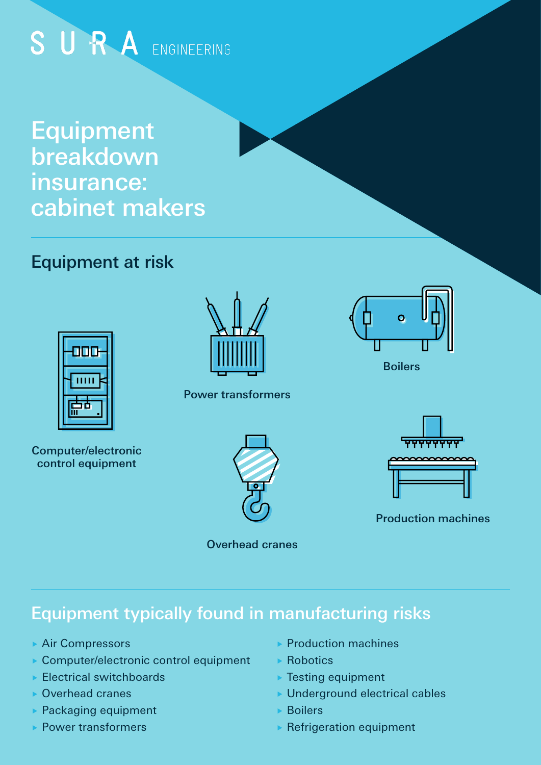SURA ENGINEERING

# Equipment breakdown insurance: cabinet makers

## Equipment at risk

Computer/electronic control equipment

Power transformers

Boilers

Overhead cranes

Production machines

## Equipment typically found in manufacturing risks

- Air Compressors
- Computer/electronic control equipment
- Electrical switchboards
- Overhead cranes
- Packaging equipment
- Power transformers
- Production machines
- Robotics
- Testing equipment
- Underground electrical cables
- Boilers
- Refrigeration equipment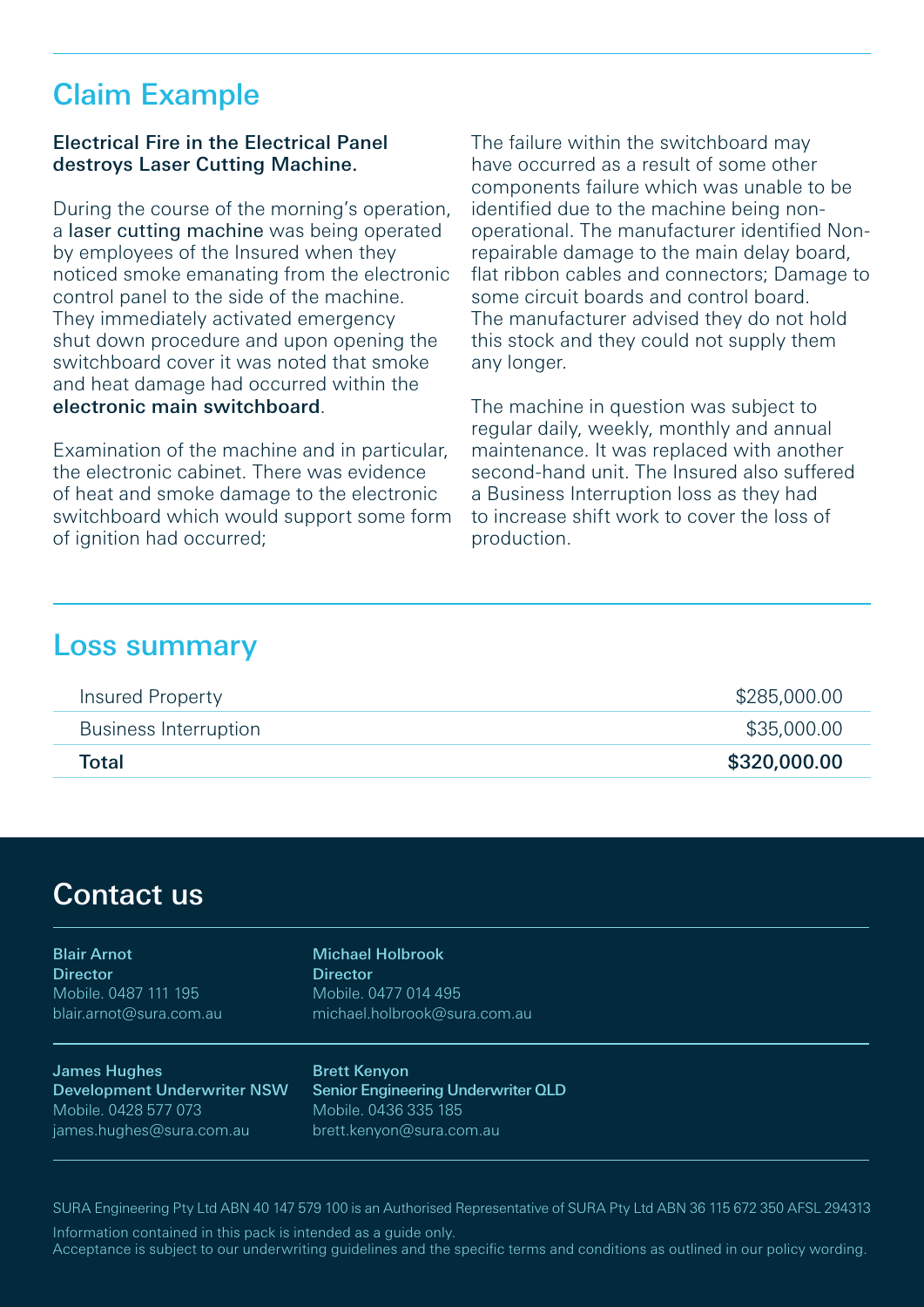## Claim Example

**Electrical Fire in the Electrical Panel destroys Laser Cutting Machine.**

During the course of the morning's operation, a laser cutting machine was being operated by employees of the Insured when they noticed smoke emanating from the electronic control panel to the side of the machine. They immediately activated emergency shut down procedure and upon opening the switchboard cover it was noted that smoke and heat damage had occurred within the electronic main switchboard.

Examination of the machine and in particular, the electronic cabinet. There was evidence of heat and smoke damage to the electronic switchboard which would support some form of ignition had occurred;

The failure within the switchboard may have occurred as a result of some other components failure which was unable to be identified due to the machine being non-operational. The manufacturer identified Non-repairable damage to the main delay board, flat ribbon cables and connectors; Damage to some circuit boards and control board. The manufacturer advised they do not hold this stock and they could not supply them any longer.

The machine in question was subject to regular daily, weekly, monthly and annual maintenance. It was replaced with another second-hand unit. The Insured also suffered a Business Interruption loss as they had to increase shift work to cover the loss of production.

## Loss summary

| | |
|---|---|
| Insured Property | $285,000.00 |
| Business Interruption | $35,000.00 |
| **Total** | **$320,000.00** |

## Contact us

**Blair Arnot**
**Director**
Mobile. 0487 111 195
blair.arnot@sura.com.au

**Michael Holbrook**
**Director**
Mobile. 0477 014 495
michael.holbrook@sura.com.au

**James Hughes**
**Development Underwriter NSW**
Mobile. 0428 577 073
james.hughes@sura.com.au

**Brett Kenyon**
**Senior Engineering Underwriter QLD**
Mobile. 0436 335 185
brett.kenyon@sura.com.au

SURA Engineering Pty Ltd ABN 40 147 579 100 is an Authorised Representative of SURA Pty Ltd ABN 36 115 672 350 AFSL 294313

Information contained in this pack is intended as a guide only.
Acceptance is subject to our underwriting guidelines and the specific terms and conditions as outlined in our policy wording.